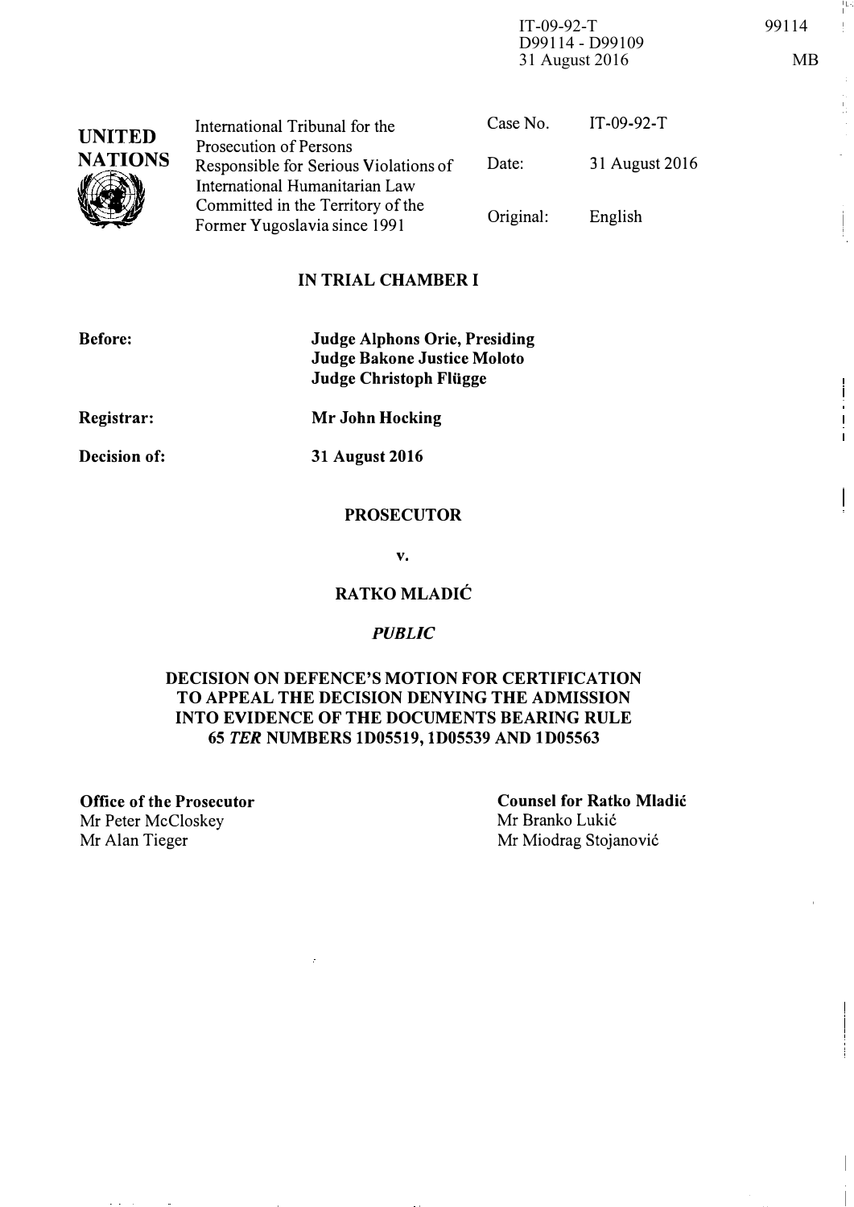IT-09-92-T
D99114 - D99109
31 August 2016

99114

MB

| UNITED NATIONS | International Tribunal for the Prosecution of Persons Responsible for Serious Violations of International Humanitarian Law Committed in the Territory of the Former Yugoslavia since 1991 | Case No. | IT-09-92-T |
|---|---|---|---|
| | | Date: | 31 August 2016 |
| | | Original: | English |

**IN TRIAL CHAMBER I**

**Before:** **Judge Alphons Orie, Presiding**
**Judge Bakone Justice Moloto**
**Judge Christoph Flügge**

**Registrar:** **Mr John Hocking**

**Decision of:** **31 August 2016**

**PROSECUTOR**

**v.**

**RATKO MLADIĆ**

***PUBLIC***

**DECISION ON DEFENCE'S MOTION FOR CERTIFICATION TO APPEAL THE DECISION DENYING THE ADMISSION INTO EVIDENCE OF THE DOCUMENTS BEARING RULE 65 *TER* NUMBERS 1D05519, 1D05539 AND 1D05563**

**Office of the Prosecutor**
Mr Peter McCloskey
Mr Alan Tieger

**Counsel for Ratko Mladić**
Mr Branko Lukić
Mr Miodrag Stojanović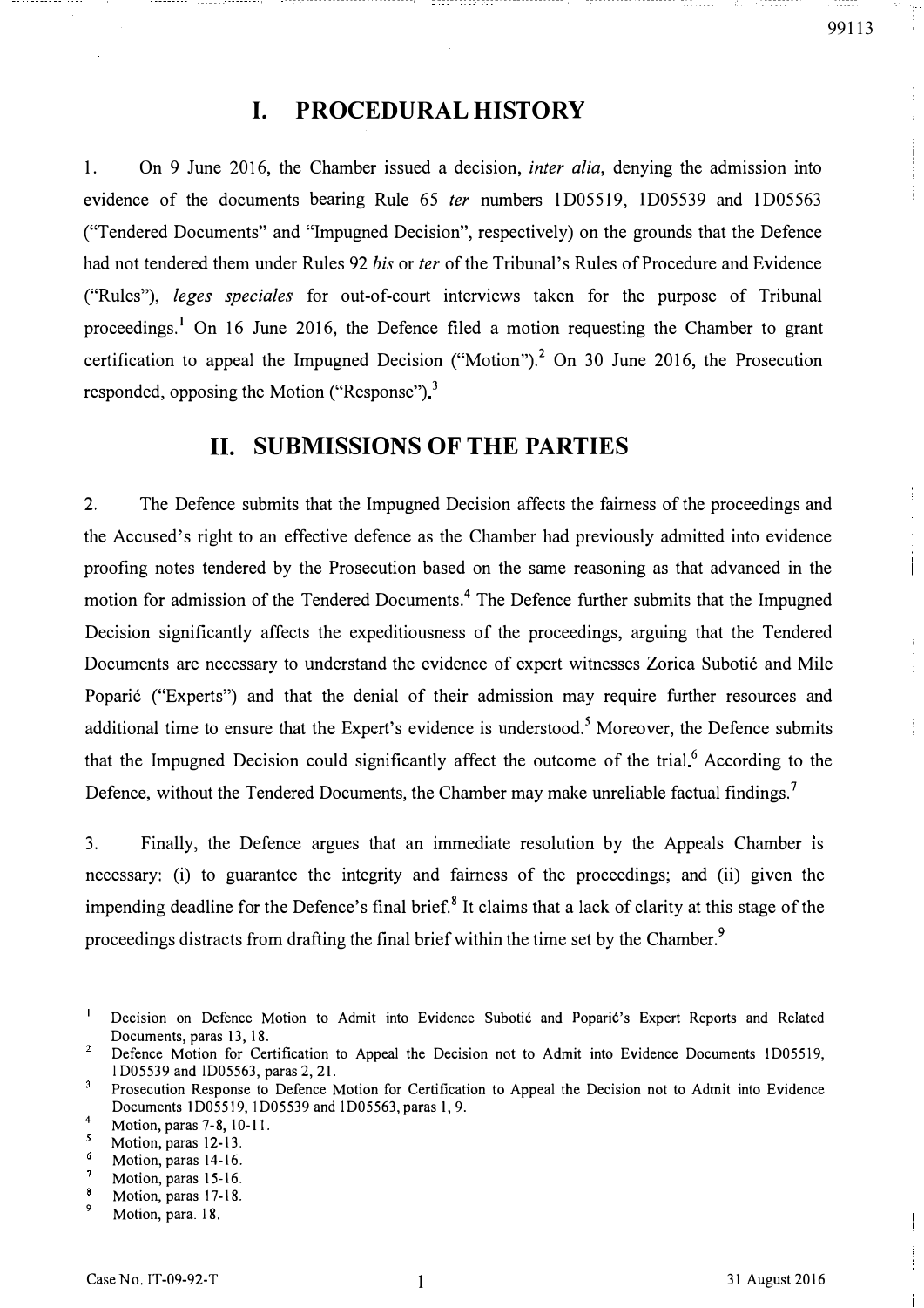# I. PROCEDURAL HISTORY

1. On 9 June 2016, the Chamber issued a decision, *inter alia*, denying the admission into evidence of the documents bearing Rule 65 *ter* numbers 1D05519, 1D05539 and 1D05563 ("Tendered Documents" and "Impugned Decision", respectively) on the grounds that the Defence had not tendered them under Rules 92 *bis* or *ter* of the Tribunal's Rules of Procedure and Evidence ("Rules"), *leges speciales* for out-of-court interviews taken for the purpose of Tribunal proceedings.[1] On 16 June 2016, the Defence filed a motion requesting the Chamber to grant certification to appeal the Impugned Decision ("Motion").[2] On 30 June 2016, the Prosecution responded, opposing the Motion ("Response").[3]

# II. SUBMISSIONS OF THE PARTIES

2. The Defence submits that the Impugned Decision affects the fairness of the proceedings and the Accused's right to an effective defence as the Chamber had previously admitted into evidence proofing notes tendered by the Prosecution based on the same reasoning as that advanced in the motion for admission of the Tendered Documents.[4] The Defence further submits that the Impugned Decision significantly affects the expeditiousness of the proceedings, arguing that the Tendered Documents are necessary to understand the evidence of expert witnesses Zorica Subotić and Mile Poparić ("Experts") and that the denial of their admission may require further resources and additional time to ensure that the Expert's evidence is understood.[5] Moreover, the Defence submits that the Impugned Decision could significantly affect the outcome of the trial.[6] According to the Defence, without the Tendered Documents, the Chamber may make unreliable factual findings.[7]

3. Finally, the Defence argues that an immediate resolution by the Appeals Chamber is necessary: (i) to guarantee the integrity and fairness of the proceedings; and (ii) given the impending deadline for the Defence's final brief.[8] It claims that a lack of clarity at this stage of the proceedings distracts from drafting the final brief within the time set by the Chamber.[9]

---

[1] Decision on Defence Motion to Admit into Evidence Subotić and Poparić's Expert Reports and Related Documents, paras 13, 18.

[2] Defence Motion for Certification to Appeal the Decision not to Admit into Evidence Documents 1D05519, 1D05539 and 1D05563, paras 2, 21.

[3] Prosecution Response to Defence Motion for Certification to Appeal the Decision not to Admit into Evidence Documents 1D05519, 1D05539 and 1D05563, paras 1, 9.

[4] Motion, paras 7-8, 10-11.

[5] Motion, paras 12-13.

[6] Motion, paras 14-16.

[7] Motion, paras 15-16.

[8] Motion, paras 17-18.

[9] Motion, para. 18.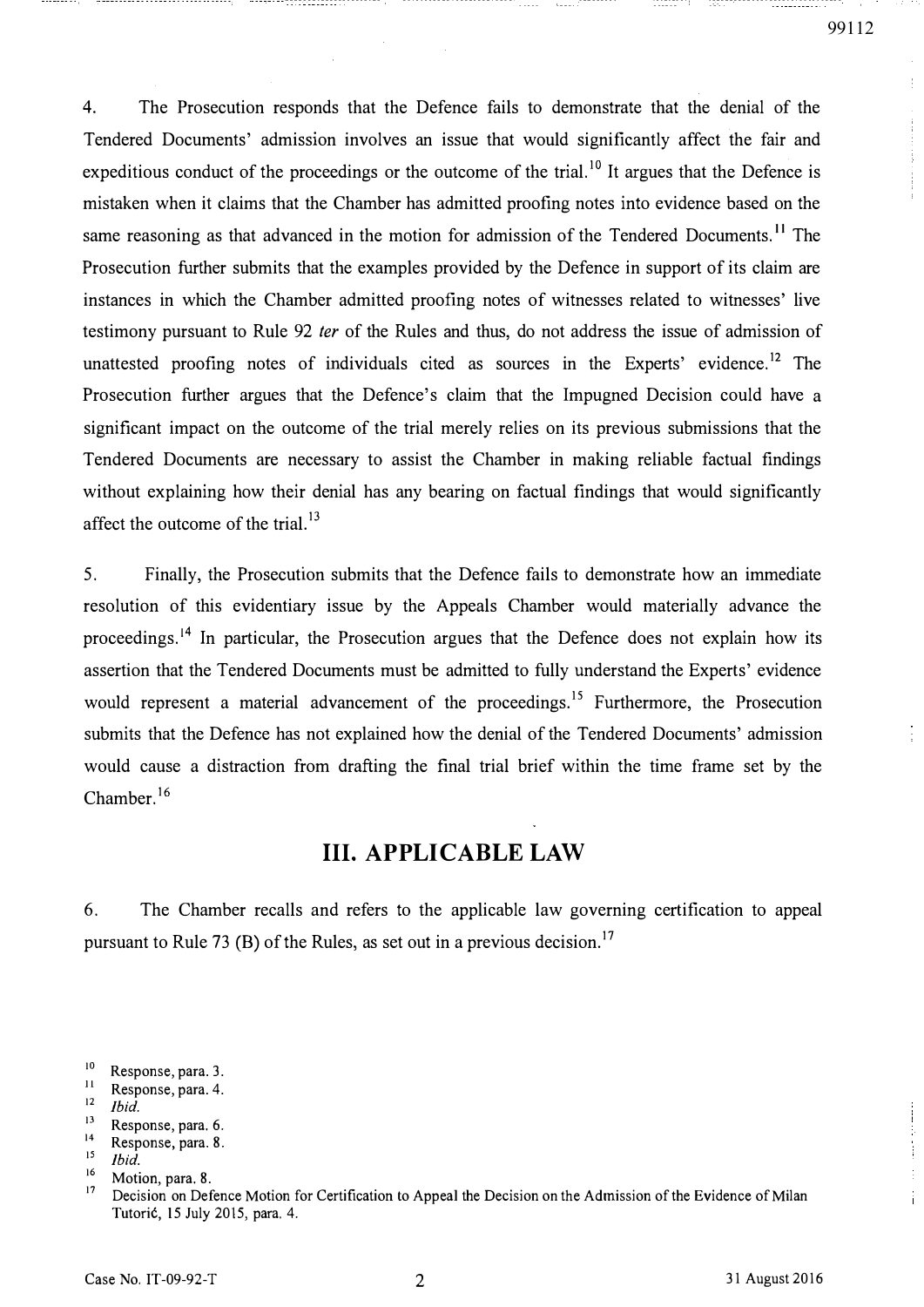4. The Prosecution responds that the Defence fails to demonstrate that the denial of the Tendered Documents' admission involves an issue that would significantly affect the fair and expeditious conduct of the proceedings or the outcome of the trial.[10] It argues that the Defence is mistaken when it claims that the Chamber has admitted proofing notes into evidence based on the same reasoning as that advanced in the motion for admission of the Tendered Documents.[11] The Prosecution further submits that the examples provided by the Defence in support of its claim are instances in which the Chamber admitted proofing notes of witnesses related to witnesses' live testimony pursuant to Rule 92 *ter* of the Rules and thus, do not address the issue of admission of unattested proofing notes of individuals cited as sources in the Experts' evidence.[12] The Prosecution further argues that the Defence's claim that the Impugned Decision could have a significant impact on the outcome of the trial merely relies on its previous submissions that the Tendered Documents are necessary to assist the Chamber in making reliable factual findings without explaining how their denial has any bearing on factual findings that would significantly affect the outcome of the trial.[13]

5. Finally, the Prosecution submits that the Defence fails to demonstrate how an immediate resolution of this evidentiary issue by the Appeals Chamber would materially advance the proceedings.[14] In particular, the Prosecution argues that the Defence does not explain how its assertion that the Tendered Documents must be admitted to fully understand the Experts' evidence would represent a material advancement of the proceedings.[15] Furthermore, the Prosecution submits that the Defence has not explained how the denial of the Tendered Documents' admission would cause a distraction from drafting the final trial brief within the time frame set by the Chamber.[16]

## III. APPLICABLE LAW

6. The Chamber recalls and refers to the applicable law governing certification to appeal pursuant to Rule 73 (B) of the Rules, as set out in a previous decision.[17]

---

[10] Response, para. 3.
[11] Response, para. 4.
[12] *Ibid.*
[13] Response, para. 6.
[14] Response, para. 8.
[15] *Ibid.*
[16] Motion, para. 8.
[17] Decision on Defence Motion for Certification to Appeal the Decision on the Admission of the Evidence of Milan Tutorić, 15 July 2015, para. 4.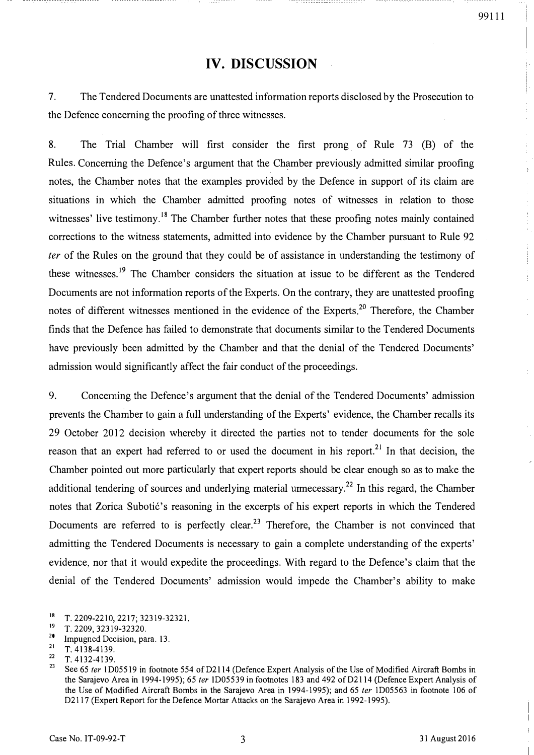# IV. DISCUSSION

7. The Tendered Documents are unattested information reports disclosed by the Prosecution to the Defence concerning the proofing of three witnesses.

8. The Trial Chamber will first consider the first prong of Rule 73 (B) of the Rules. Concerning the Defence's argument that the Chamber previously admitted similar proofing notes, the Chamber notes that the examples provided by the Defence in support of its claim are situations in which the Chamber admitted proofing notes of witnesses in relation to those witnesses' live testimony.[18] The Chamber further notes that these proofing notes mainly contained corrections to the witness statements, admitted into evidence by the Chamber pursuant to Rule 92 *ter* of the Rules on the ground that they could be of assistance in understanding the testimony of these witnesses.[19] The Chamber considers the situation at issue to be different as the Tendered Documents are not information reports of the Experts. On the contrary, they are unattested proofing notes of different witnesses mentioned in the evidence of the Experts.[20] Therefore, the Chamber finds that the Defence has failed to demonstrate that documents similar to the Tendered Documents have previously been admitted by the Chamber and that the denial of the Tendered Documents' admission would significantly affect the fair conduct of the proceedings.

9. Concerning the Defence's argument that the denial of the Tendered Documents' admission prevents the Chamber to gain a full understanding of the Experts' evidence, the Chamber recalls its 29 October 2012 decision whereby it directed the parties not to tender documents for the sole reason that an expert had referred to or used the document in his report.[21] In that decision, the Chamber pointed out more particularly that expert reports should be clear enough so as to make the additional tendering of sources and underlying material unnecessary.[22] In this regard, the Chamber notes that Zorica Subotić's reasoning in the excerpts of his expert reports in which the Tendered Documents are referred to is perfectly clear.[23] Therefore, the Chamber is not convinced that admitting the Tendered Documents is necessary to gain a complete understanding of the experts' evidence, nor that it would expedite the proceedings. With regard to the Defence's claim that the denial of the Tendered Documents' admission would impede the Chamber's ability to make

---

[18] T. 2209-2210, 2217; 32319-32321.

[19] T. 2209, 32319-32320.

[20] Impugned Decision, para. 13.

[21] T. 4138-4139.

[22] T. 4132-4139.

[23] See 65 *ter* 1D05519 in footnote 554 of D2114 (Defence Expert Analysis of the Use of Modified Aircraft Bombs in the Sarajevo Area in 1994-1995); 65 *ter* 1D05539 in footnotes 183 and 492 of D2114 (Defence Expert Analysis of the Use of Modified Aircraft Bombs in the Sarajevo Area in 1994-1995); and 65 *ter* 1D05563 in footnote 106 of D2117 (Expert Report for the Defence Mortar Attacks on the Sarajevo Area in 1992-1995).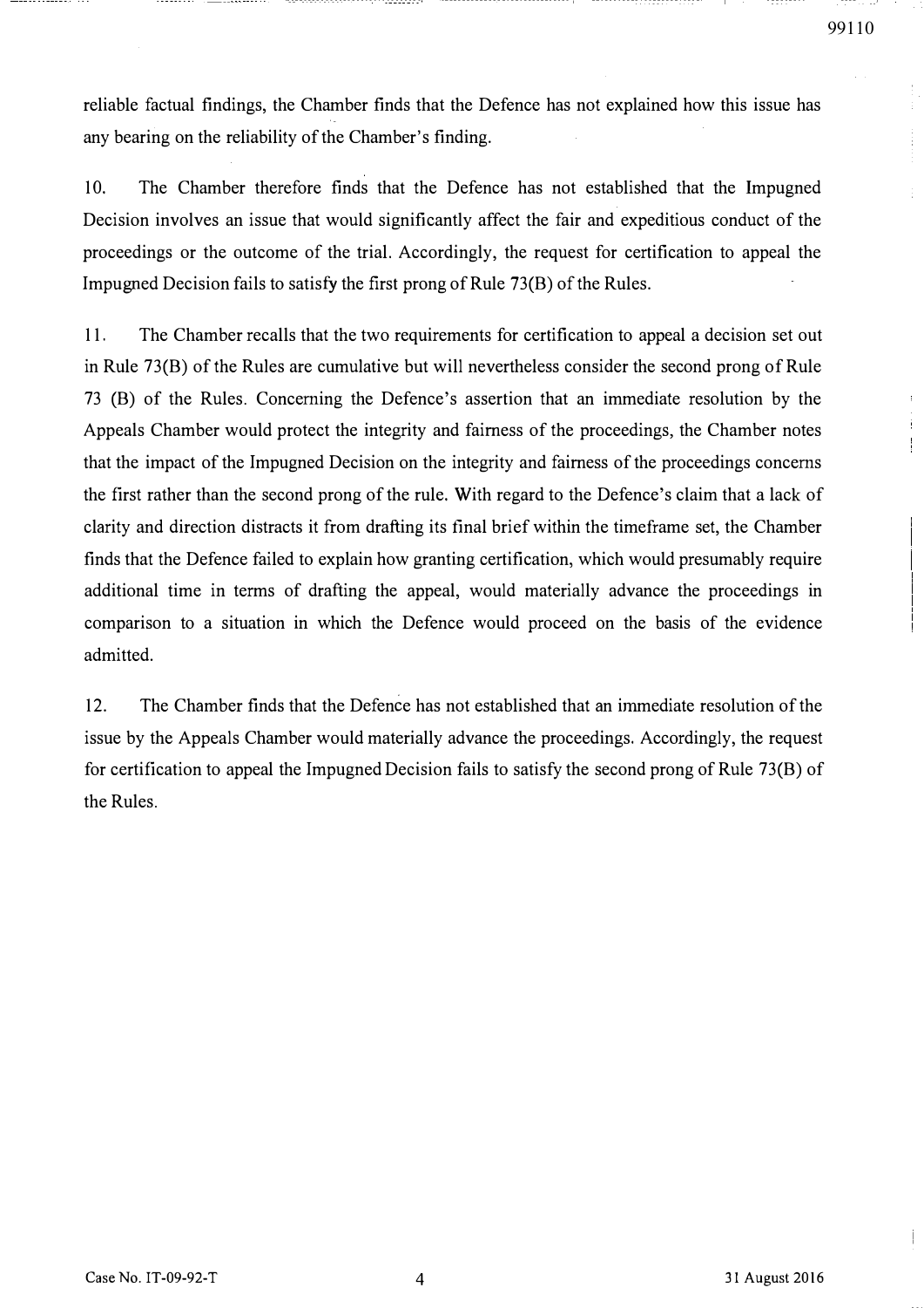reliable factual findings, the Chamber finds that the Defence has not explained how this issue has any bearing on the reliability of the Chamber's finding.

10. The Chamber therefore finds that the Defence has not established that the Impugned Decision involves an issue that would significantly affect the fair and expeditious conduct of the proceedings or the outcome of the trial. Accordingly, the request for certification to appeal the Impugned Decision fails to satisfy the first prong of Rule 73(B) of the Rules.

11. The Chamber recalls that the two requirements for certification to appeal a decision set out in Rule 73(B) of the Rules are cumulative but will nevertheless consider the second prong of Rule 73 (B) of the Rules. Concerning the Defence's assertion that an immediate resolution by the Appeals Chamber would protect the integrity and fairness of the proceedings, the Chamber notes that the impact of the Impugned Decision on the integrity and fairness of the proceedings concerns the first rather than the second prong of the rule. With regard to the Defence's claim that a lack of clarity and direction distracts it from drafting its final brief within the timeframe set, the Chamber finds that the Defence failed to explain how granting certification, which would presumably require additional time in terms of drafting the appeal, would materially advance the proceedings in comparison to a situation in which the Defence would proceed on the basis of the evidence admitted.

12. The Chamber finds that the Defence has not established that an immediate resolution of the issue by the Appeals Chamber would materially advance the proceedings. Accordingly, the request for certification to appeal the Impugned Decision fails to satisfy the second prong of Rule 73(B) of the Rules.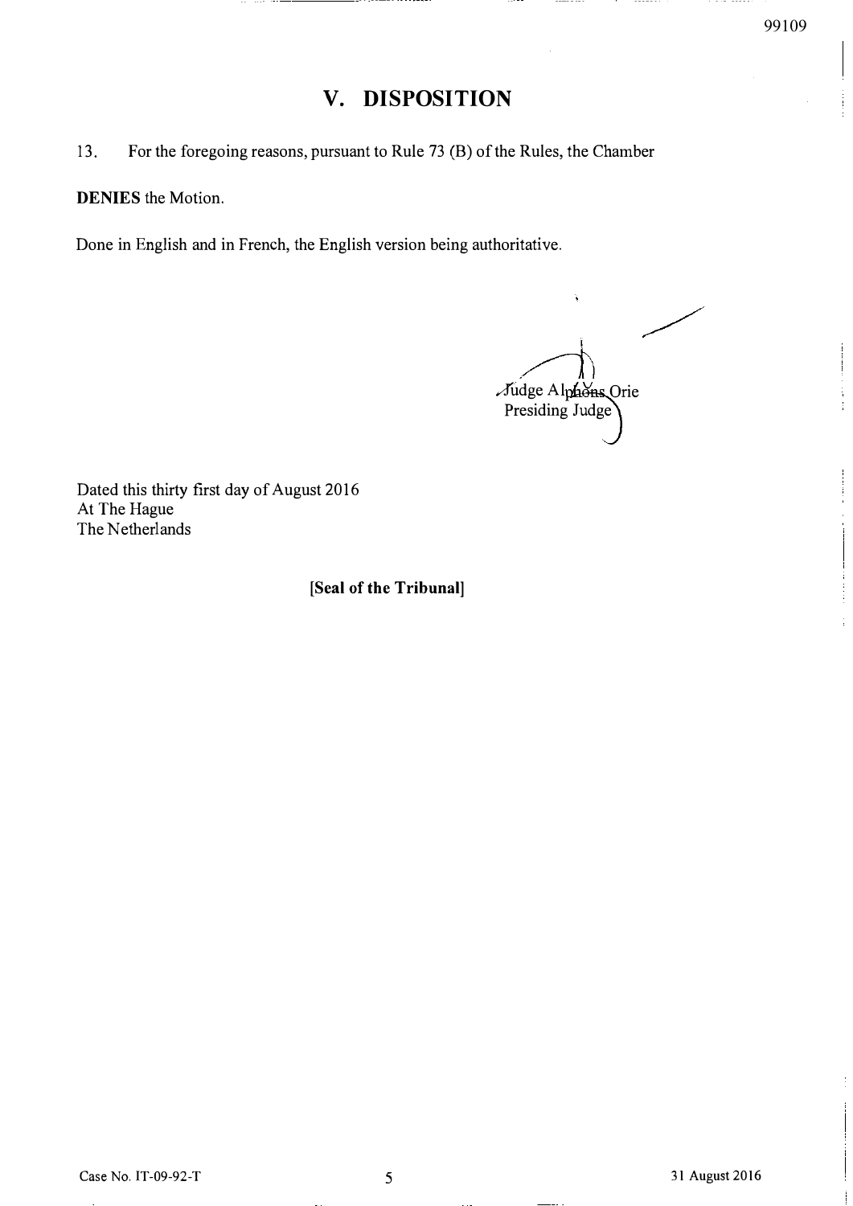## V. DISPOSITION

13. For the foregoing reasons, pursuant to Rule 73 (B) of the Rules, the Chamber

**DENIES** the Motion.

Done in English and in French, the English version being authoritative.

Judge Alphons Orie
Presiding Judge

Dated this thirty first day of August 2016
At The Hague
The Netherlands

**[Seal of the Tribunal]**